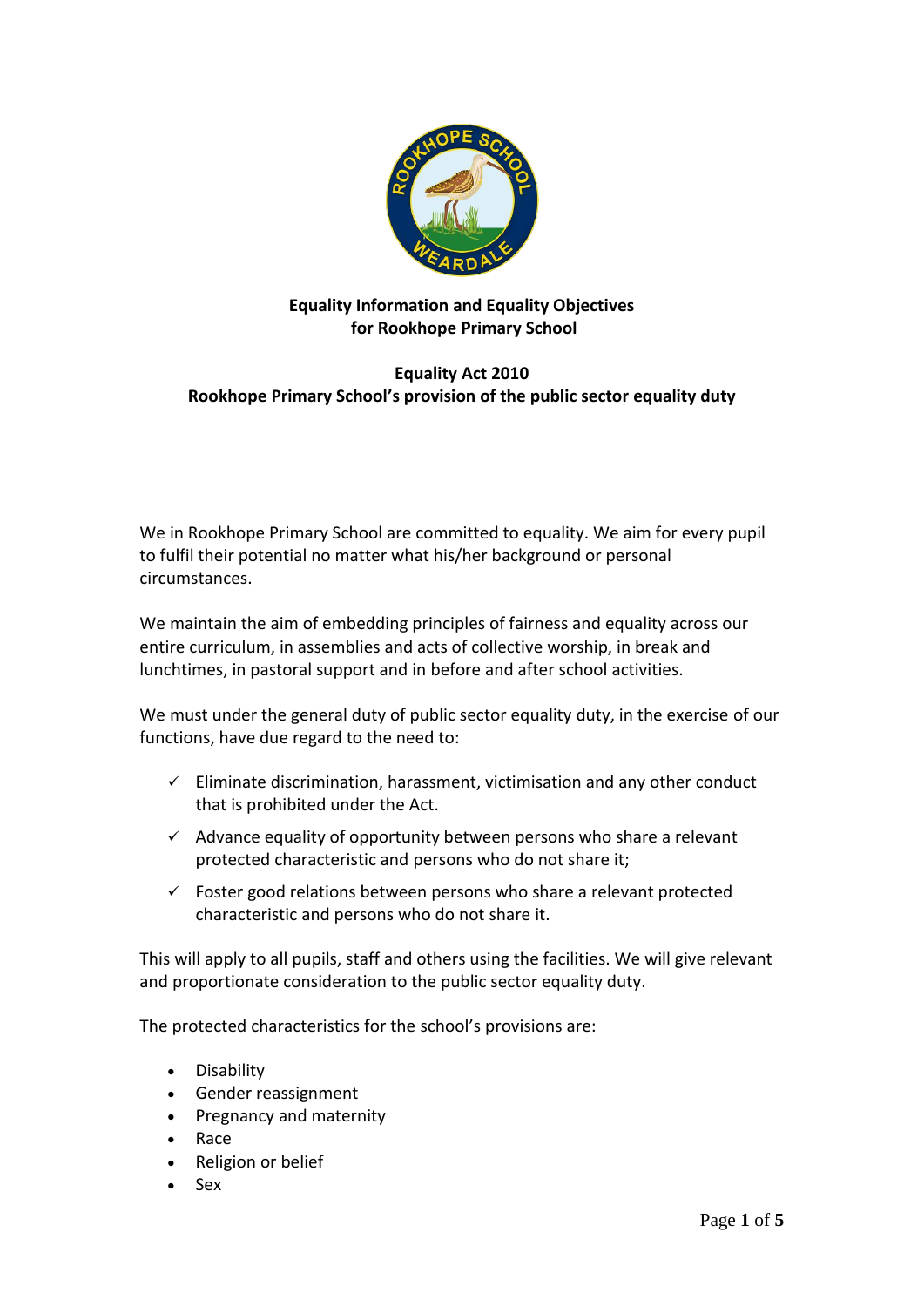**Equality Information and Equality Objectives for Rookhope Primary School**

**Equality Act 2010**
**Rookhope Primary School's provision of the public sector equality duty**

We in Rookhope Primary School are committed to equality. We aim for every pupil to fulfil their potential no matter what his/her background or personal circumstances.

We maintain the aim of embedding principles of fairness and equality across our entire curriculum, in assemblies and acts of collective worship, in break and lunchtimes, in pastoral support and in before and after school activities.

We must under the general duty of public sector equality duty, in the exercise of our functions, have due regard to the need to:

- ✓ Eliminate discrimination, harassment, victimisation and any other conduct that is prohibited under the Act.
- ✓ Advance equality of opportunity between persons who share a relevant protected characteristic and persons who do not share it;
- ✓ Foster good relations between persons who share a relevant protected characteristic and persons who do not share it.

This will apply to all pupils, staff and others using the facilities. We will give relevant and proportionate consideration to the public sector equality duty.

The protected characteristics for the school's provisions are:

- Disability
- Gender reassignment
- Pregnancy and maternity
- Race
- Religion or belief
- Sex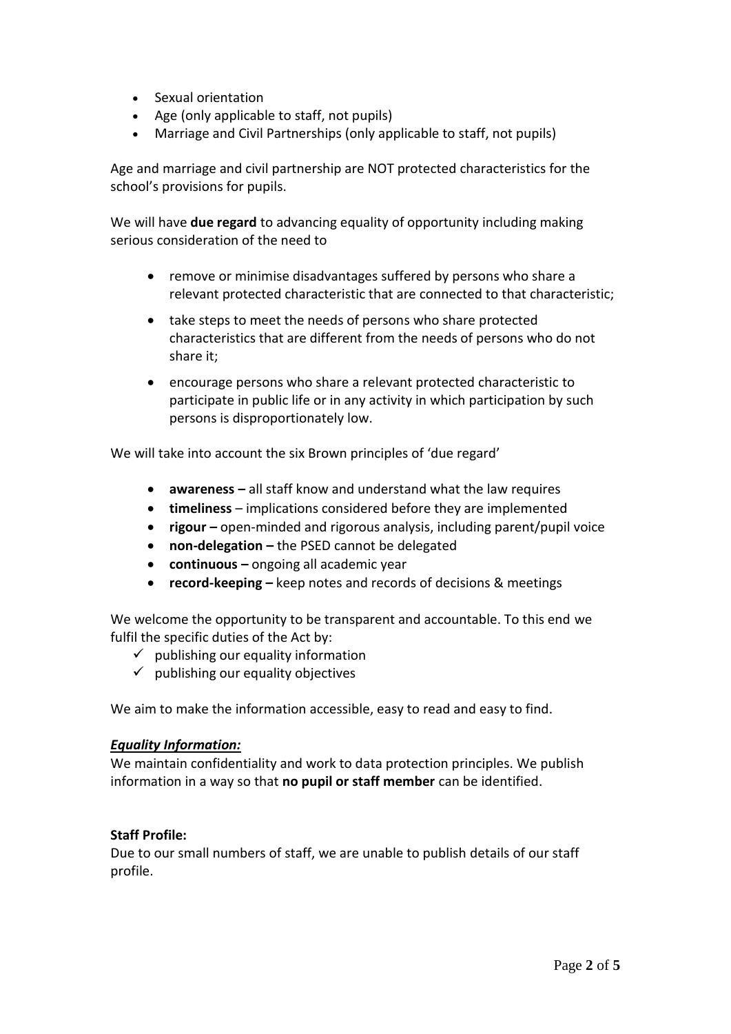- Sexual orientation
- Age (only applicable to staff, not pupils)
- Marriage and Civil Partnerships (only applicable to staff, not pupils)

Age and marriage and civil partnership are NOT protected characteristics for the school's provisions for pupils.

We will have **due regard** to advancing equality of opportunity including making serious consideration of the need to

- remove or minimise disadvantages suffered by persons who share a relevant protected characteristic that are connected to that characteristic;
- take steps to meet the needs of persons who share protected characteristics that are different from the needs of persons who do not share it;
- encourage persons who share a relevant protected characteristic to participate in public life or in any activity in which participation by such persons is disproportionately low.

We will take into account the six Brown principles of 'due regard'

- **awareness –** all staff know and understand what the law requires
- **timeliness** – implications considered before they are implemented
- **rigour –** open-minded and rigorous analysis, including parent/pupil voice
- **non-delegation –** the PSED cannot be delegated
- **continuous –** ongoing all academic year
- **record-keeping –** keep notes and records of decisions & meetings

We welcome the opportunity to be transparent and accountable. To this end we fulfil the specific duties of the Act by:

- ✓ publishing our equality information
- ✓ publishing our equality objectives

We aim to make the information accessible, easy to read and easy to find.

***Equality Information:***

We maintain confidentiality and work to data protection principles. We publish information in a way so that **no pupil or staff member** can be identified.

**Staff Profile:**

Due to our small numbers of staff, we are unable to publish details of our staff profile.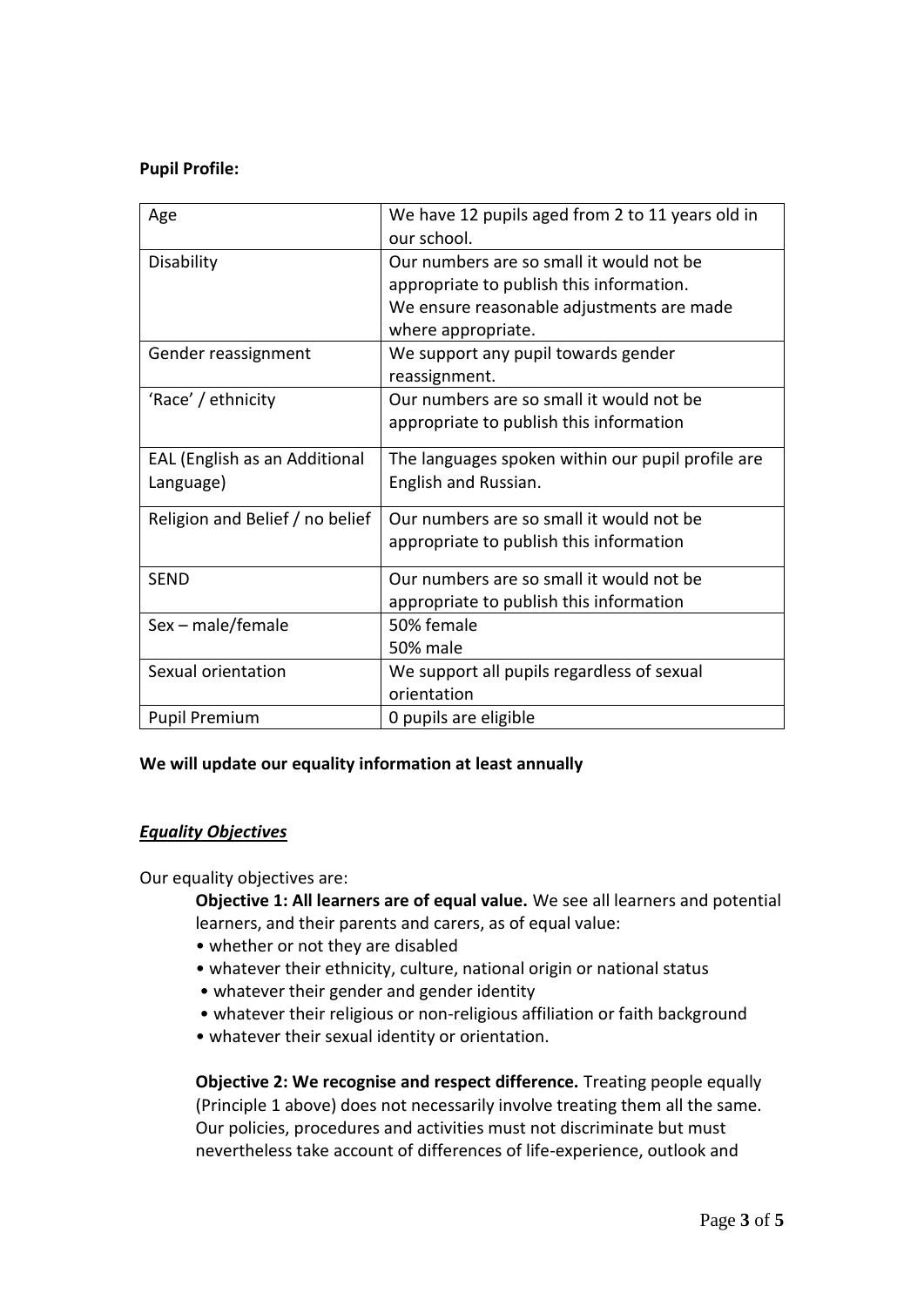**Pupil Profile:**

| Age | We have 12 pupils aged from 2 to 11 years old in our school. |
|---|---|
| Disability | Our numbers are so small it would not be appropriate to publish this information. We ensure reasonable adjustments are made where appropriate. |
| Gender reassignment | We support any pupil towards gender reassignment. |
| 'Race' / ethnicity | Our numbers are so small it would not be appropriate to publish this information |
| EAL (English as an Additional Language) | The languages spoken within our pupil profile are English and Russian. |
| Religion and Belief / no belief | Our numbers are so small it would not be appropriate to publish this information |
| SEND | Our numbers are so small it would not be appropriate to publish this information |
| Sex – male/female | 50% female<br>50% male |
| Sexual orientation | We support all pupils regardless of sexual orientation |
| Pupil Premium | 0 pupils are eligible |

**We will update our equality information at least annually**

***Equality Objectives***

Our equality objectives are:

**Objective 1: All learners are of equal value.** We see all learners and potential learners, and their parents and carers, as of equal value:

- whether or not they are disabled
- whatever their ethnicity, culture, national origin or national status
- whatever their gender and gender identity
- whatever their religious or non-religious affiliation or faith background
- whatever their sexual identity or orientation.

**Objective 2: We recognise and respect difference.** Treating people equally (Principle 1 above) does not necessarily involve treating them all the same. Our policies, procedures and activities must not discriminate but must nevertheless take account of differences of life-experience, outlook and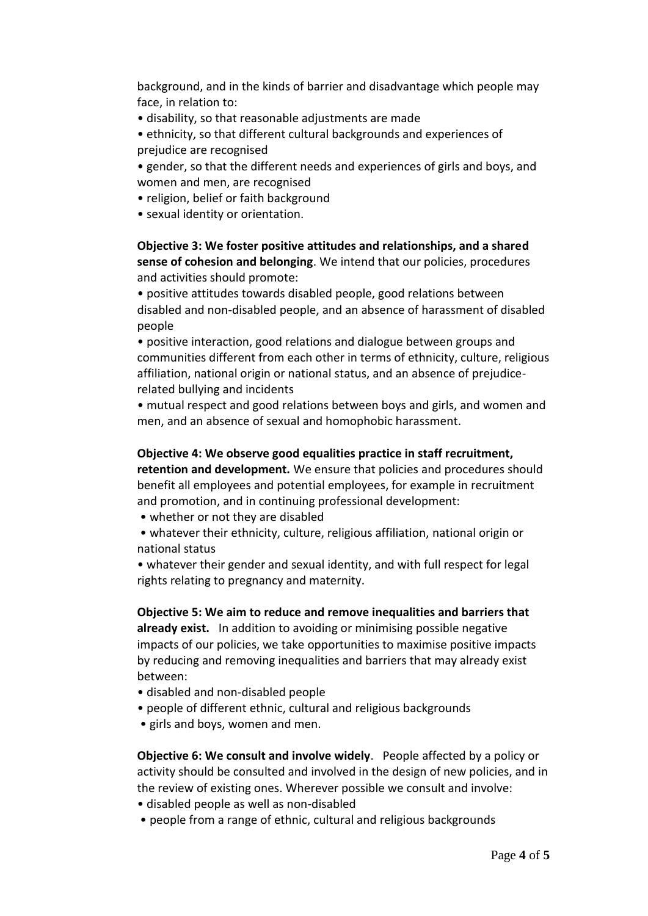background, and in the kinds of barrier and disadvantage which people may face, in relation to:

- disability, so that reasonable adjustments are made
- ethnicity, so that different cultural backgrounds and experiences of prejudice are recognised
- gender, so that the different needs and experiences of girls and boys, and women and men, are recognised
- religion, belief or faith background
- sexual identity or orientation.

**Objective 3: We foster positive attitudes and relationships, and a shared sense of cohesion and belonging**. We intend that our policies, procedures and activities should promote:

- positive attitudes towards disabled people, good relations between disabled and non-disabled people, and an absence of harassment of disabled people
- positive interaction, good relations and dialogue between groups and communities different from each other in terms of ethnicity, culture, religious affiliation, national origin or national status, and an absence of prejudice-related bullying and incidents
- mutual respect and good relations between boys and girls, and women and men, and an absence of sexual and homophobic harassment.

**Objective 4: We observe good equalities practice in staff recruitment, retention and development.** We ensure that policies and procedures should benefit all employees and potential employees, for example in recruitment and promotion, and in continuing professional development:

- whether or not they are disabled
- whatever their ethnicity, culture, religious affiliation, national origin or national status
- whatever their gender and sexual identity, and with full respect for legal rights relating to pregnancy and maternity.

**Objective 5: We aim to reduce and remove inequalities and barriers that already exist.** In addition to avoiding or minimising possible negative impacts of our policies, we take opportunities to maximise positive impacts by reducing and removing inequalities and barriers that may already exist between:

- disabled and non-disabled people
- people of different ethnic, cultural and religious backgrounds
- girls and boys, women and men.

**Objective 6: We consult and involve widely**. People affected by a policy or activity should be consulted and involved in the design of new policies, and in the review of existing ones. Wherever possible we consult and involve:

- disabled people as well as non-disabled
- people from a range of ethnic, cultural and religious backgrounds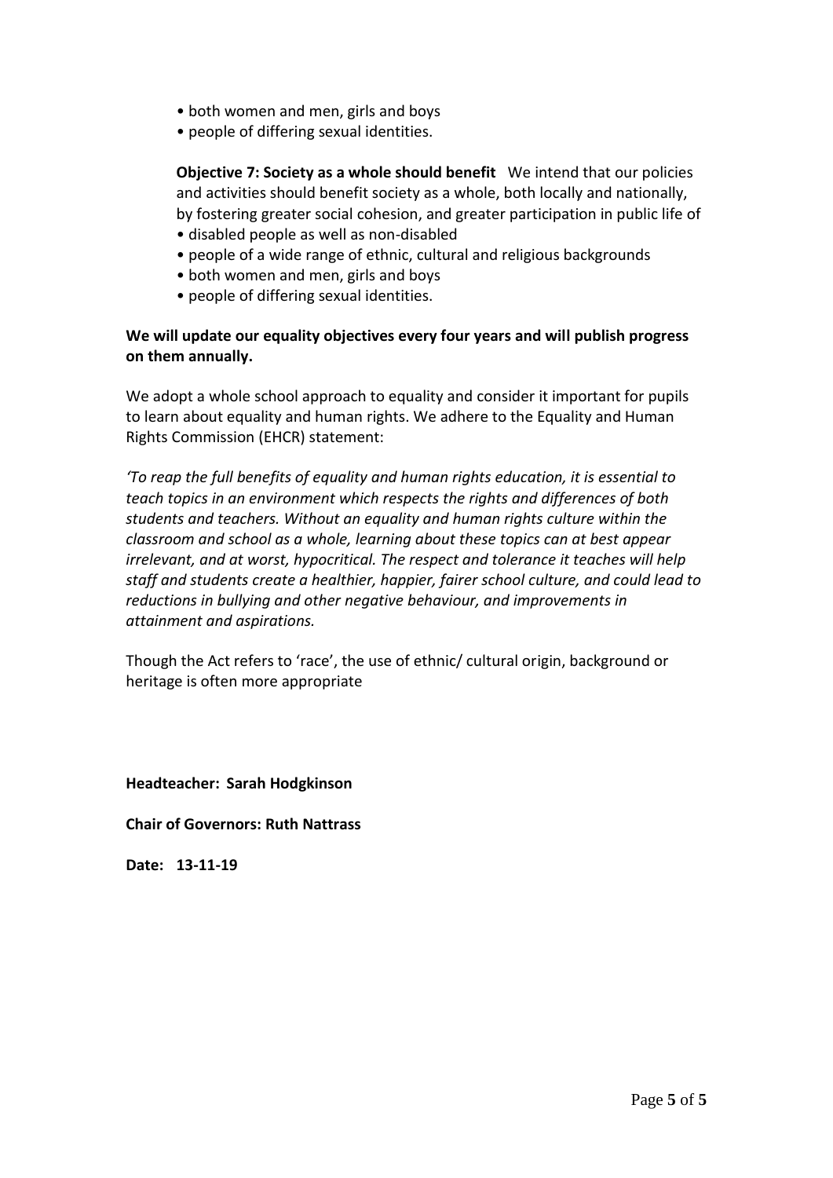- both women and men, girls and boys
- people of differing sexual identities.

**Objective 7: Society as a whole should benefit** We intend that our policies and activities should benefit society as a whole, both locally and nationally, by fostering greater social cohesion, and greater participation in public life of

- disabled people as well as non-disabled
- people of a wide range of ethnic, cultural and religious backgrounds
- both women and men, girls and boys
- people of differing sexual identities.

**We will update our equality objectives every four years and will publish progress on them annually.**

We adopt a whole school approach to equality and consider it important for pupils to learn about equality and human rights. We adhere to the Equality and Human Rights Commission (EHCR) statement:

*'To reap the full benefits of equality and human rights education, it is essential to teach topics in an environment which respects the rights and differences of both students and teachers. Without an equality and human rights culture within the classroom and school as a whole, learning about these topics can at best appear irrelevant, and at worst, hypocritical. The respect and tolerance it teaches will help staff and students create a healthier, happier, fairer school culture, and could lead to reductions in bullying and other negative behaviour, and improvements in attainment and aspirations.*

Though the Act refers to 'race', the use of ethnic/ cultural origin, background or heritage is often more appropriate

**Headteacher: Sarah Hodgkinson**

**Chair of Governors: Ruth Nattrass**

**Date: 13-11-19**